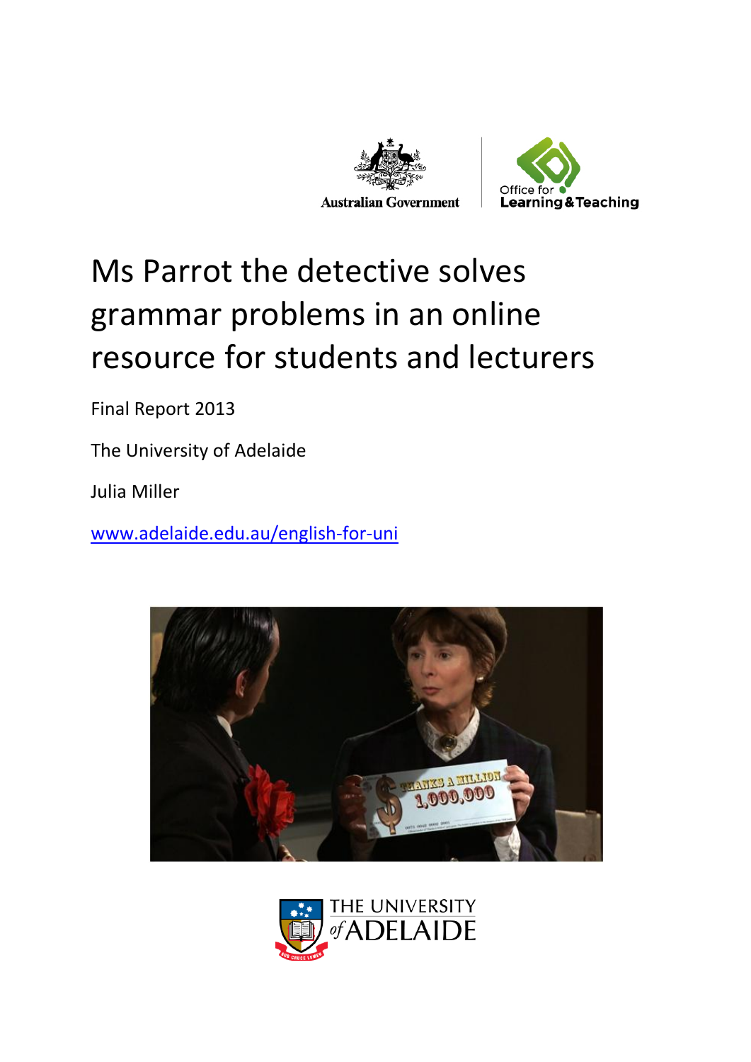Australian Government

Office for Learning & Teaching

# Ms Parrot the detective solves grammar problems in an online resource for students and lecturers

Final Report 2013

The University of Adelaide

Julia Miller

www.adelaide.edu.au/english-for-uni

THE UNIVERSITY of ADELAIDE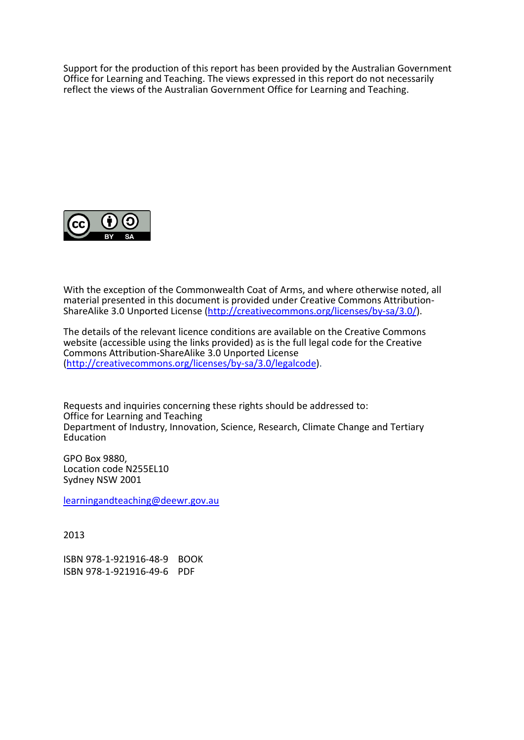Support for the production of this report has been provided by the Australian Government Office for Learning and Teaching. The views expressed in this report do not necessarily reflect the views of the Australian Government Office for Learning and Teaching.

With the exception of the Commonwealth Coat of Arms, and where otherwise noted, all material presented in this document is provided under Creative Commons Attribution-ShareAlike 3.0 Unported License (http://creativecommons.org/licenses/by-sa/3.0/).

The details of the relevant licence conditions are available on the Creative Commons website (accessible using the links provided) as is the full legal code for the Creative Commons Attribution-ShareAlike 3.0 Unported License (http://creativecommons.org/licenses/by-sa/3.0/legalcode).

Requests and inquiries concerning these rights should be addressed to:
Office for Learning and Teaching
Department of Industry, Innovation, Science, Research, Climate Change and Tertiary Education

GPO Box 9880,
Location code N255EL10
Sydney NSW 2001

learningandteaching@deewr.gov.au

2013

ISBN 978-1-921916-48-9 BOOK
ISBN 978-1-921916-49-6 PDF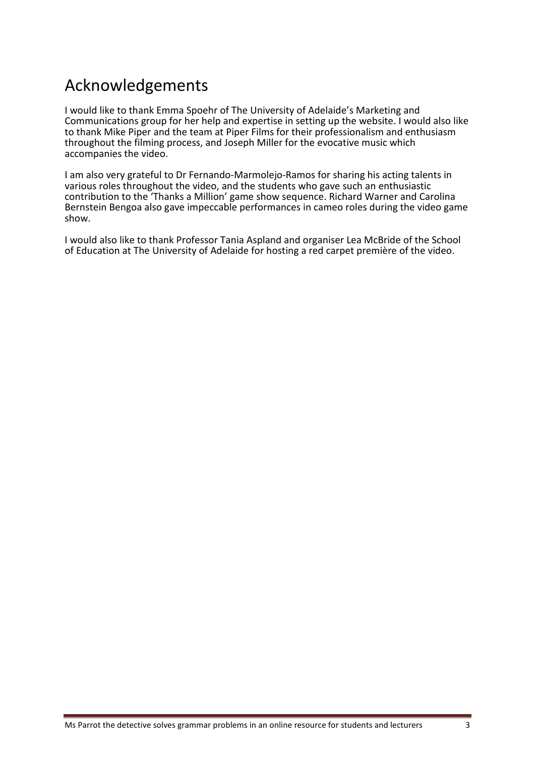# Acknowledgements

I would like to thank Emma Spoehr of The University of Adelaide's Marketing and Communications group for her help and expertise in setting up the website. I would also like to thank Mike Piper and the team at Piper Films for their professionalism and enthusiasm throughout the filming process, and Joseph Miller for the evocative music which accompanies the video.

I am also very grateful to Dr Fernando-Marmolejo-Ramos for sharing his acting talents in various roles throughout the video, and the students who gave such an enthusiastic contribution to the 'Thanks a Million' game show sequence. Richard Warner and Carolina Bernstein Bengoa also gave impeccable performances in cameo roles during the video game show.

I would also like to thank Professor Tania Aspland and organiser Lea McBride of the School of Education at The University of Adelaide for hosting a red carpet première of the video.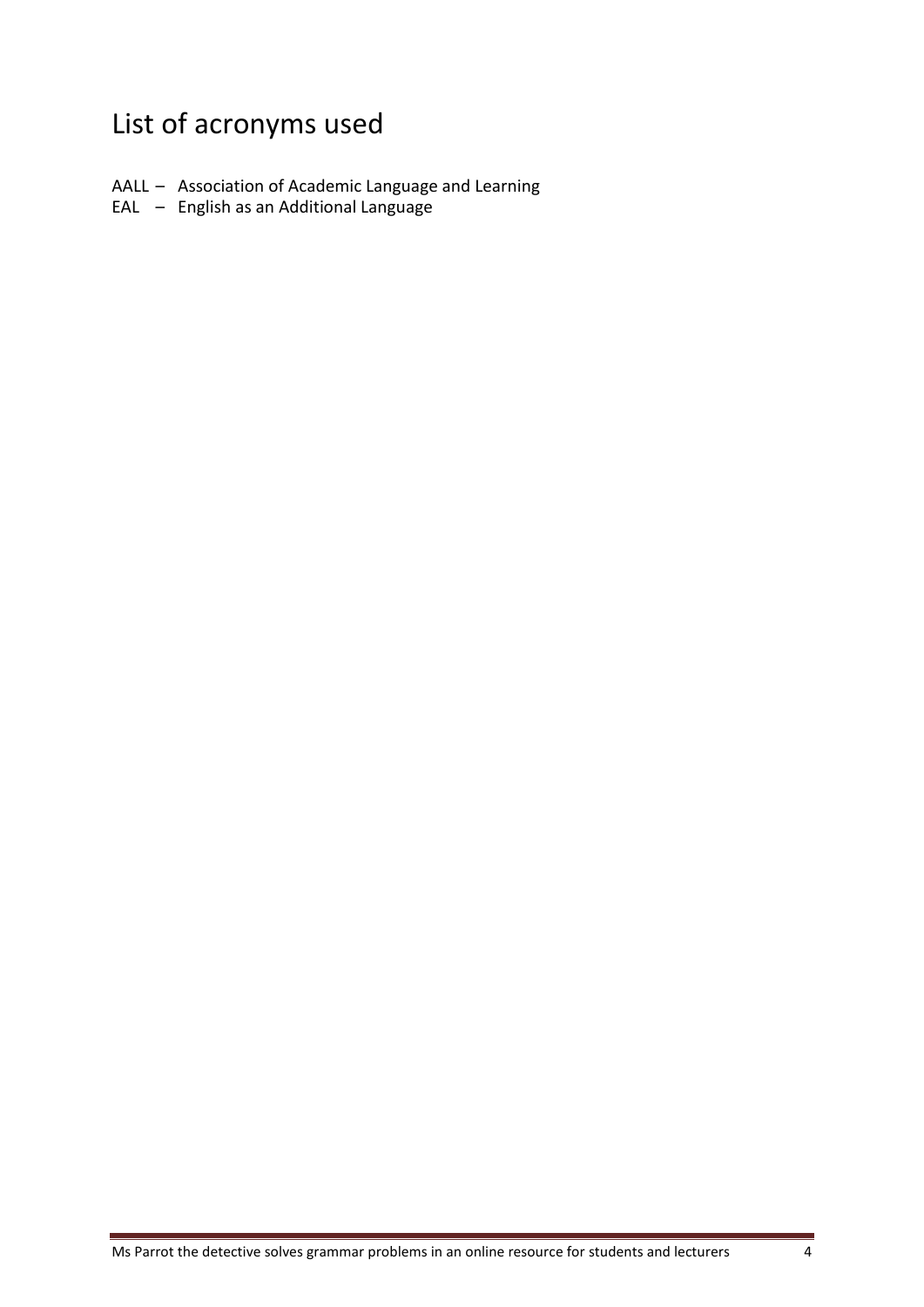# List of acronyms used

AALL – Association of Academic Language and Learning
EAL – English as an Additional Language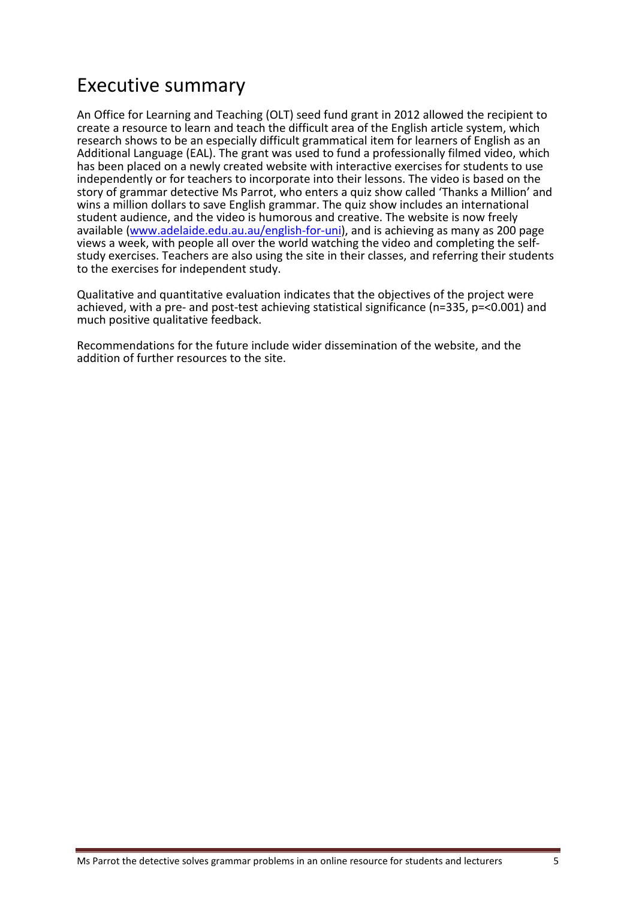# Executive summary

An Office for Learning and Teaching (OLT) seed fund grant in 2012 allowed the recipient to create a resource to learn and teach the difficult area of the English article system, which research shows to be an especially difficult grammatical item for learners of English as an Additional Language (EAL). The grant was used to fund a professionally filmed video, which has been placed on a newly created website with interactive exercises for students to use independently or for teachers to incorporate into their lessons. The video is based on the story of grammar detective Ms Parrot, who enters a quiz show called 'Thanks a Million' and wins a million dollars to save English grammar. The quiz show includes an international student audience, and the video is humorous and creative. The website is now freely available ([www.adelaide.edu.au.au/english-for-uni](www.adelaide.edu.au.au/english-for-uni)), and is achieving as many as 200 page views a week, with people all over the world watching the video and completing the self-study exercises. Teachers are also using the site in their classes, and referring their students to the exercises for independent study.

Qualitative and quantitative evaluation indicates that the objectives of the project were achieved, with a pre- and post-test achieving statistical significance ($n=335$, $p=<0.001$) and much positive qualitative feedback.

Recommendations for the future include wider dissemination of the website, and the addition of further resources to the site.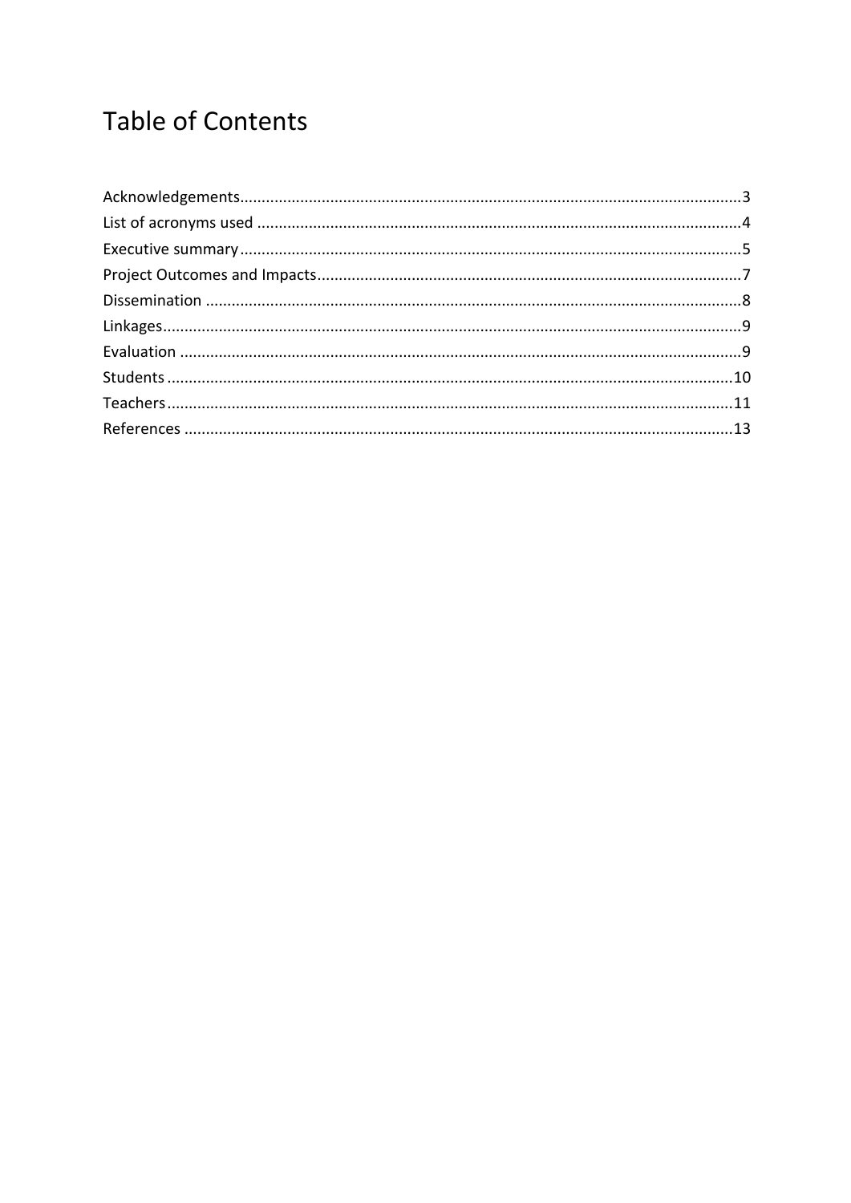# Table of Contents

Acknowledgements....................................................................................................................3
List of acronyms used ...............................................................................................................4
Executive summary ..................................................................................................................5
Project Outcomes and Impacts.................................................................................................7
Dissemination ...........................................................................................................................8
Linkages....................................................................................................................................9
Evaluation .................................................................................................................................9
Students ..................................................................................................................................10
Teachers..................................................................................................................................11
References ..............................................................................................................................13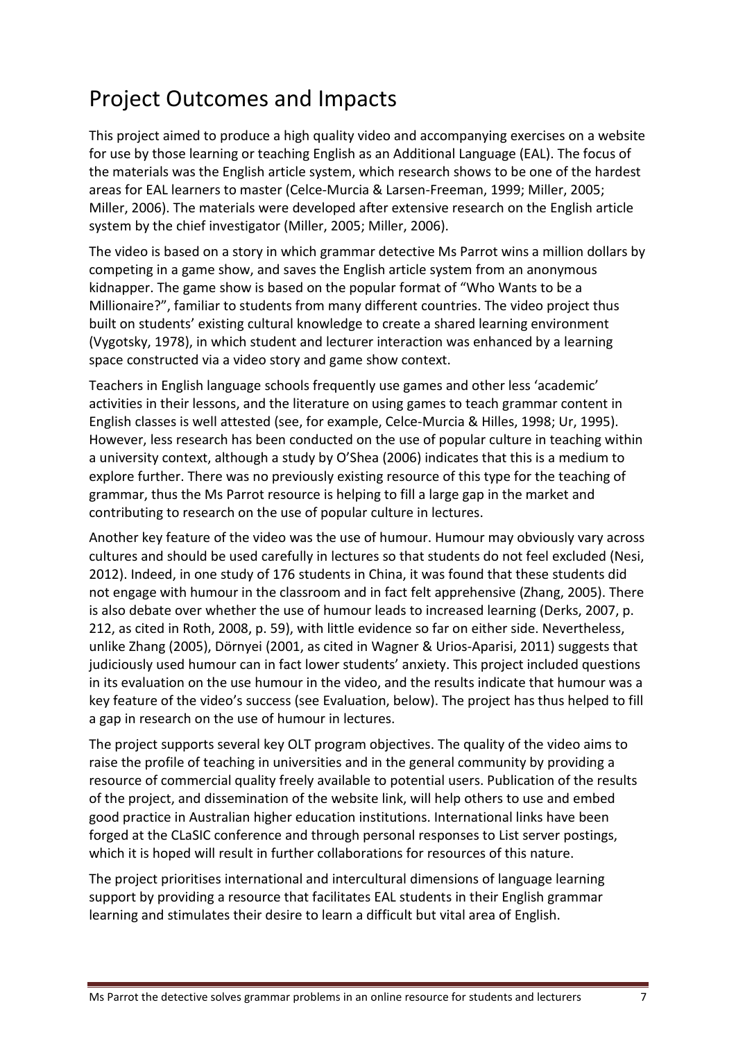# Project Outcomes and Impacts

This project aimed to produce a high quality video and accompanying exercises on a website for use by those learning or teaching English as an Additional Language (EAL). The focus of the materials was the English article system, which research shows to be one of the hardest areas for EAL learners to master (Celce-Murcia & Larsen-Freeman, 1999; Miller, 2005; Miller, 2006). The materials were developed after extensive research on the English article system by the chief investigator (Miller, 2005; Miller, 2006).

The video is based on a story in which grammar detective Ms Parrot wins a million dollars by competing in a game show, and saves the English article system from an anonymous kidnapper. The game show is based on the popular format of "Who Wants to be a Millionaire?", familiar to students from many different countries. The video project thus built on students' existing cultural knowledge to create a shared learning environment (Vygotsky, 1978), in which student and lecturer interaction was enhanced by a learning space constructed via a video story and game show context.

Teachers in English language schools frequently use games and other less 'academic' activities in their lessons, and the literature on using games to teach grammar content in English classes is well attested (see, for example, Celce-Murcia & Hilles, 1998; Ur, 1995). However, less research has been conducted on the use of popular culture in teaching within a university context, although a study by O'Shea (2006) indicates that this is a medium to explore further. There was no previously existing resource of this type for the teaching of grammar, thus the Ms Parrot resource is helping to fill a large gap in the market and contributing to research on the use of popular culture in lectures.

Another key feature of the video was the use of humour. Humour may obviously vary across cultures and should be used carefully in lectures so that students do not feel excluded (Nesi, 2012). Indeed, in one study of 176 students in China, it was found that these students did not engage with humour in the classroom and in fact felt apprehensive (Zhang, 2005). There is also debate over whether the use of humour leads to increased learning (Derks, 2007, p. 212, as cited in Roth, 2008, p. 59), with little evidence so far on either side. Nevertheless, unlike Zhang (2005), Dörnyei (2001, as cited in Wagner & Urios-Aparisi, 2011) suggests that judiciously used humour can in fact lower students' anxiety. This project included questions in its evaluation on the use humour in the video, and the results indicate that humour was a key feature of the video's success (see Evaluation, below). The project has thus helped to fill a gap in research on the use of humour in lectures.

The project supports several key OLT program objectives. The quality of the video aims to raise the profile of teaching in universities and in the general community by providing a resource of commercial quality freely available to potential users. Publication of the results of the project, and dissemination of the website link, will help others to use and embed good practice in Australian higher education institutions. International links have been forged at the CLaSIC conference and through personal responses to List server postings, which it is hoped will result in further collaborations for resources of this nature.

The project prioritises international and intercultural dimensions of language learning support by providing a resource that facilitates EAL students in their English grammar learning and stimulates their desire to learn a difficult but vital area of English.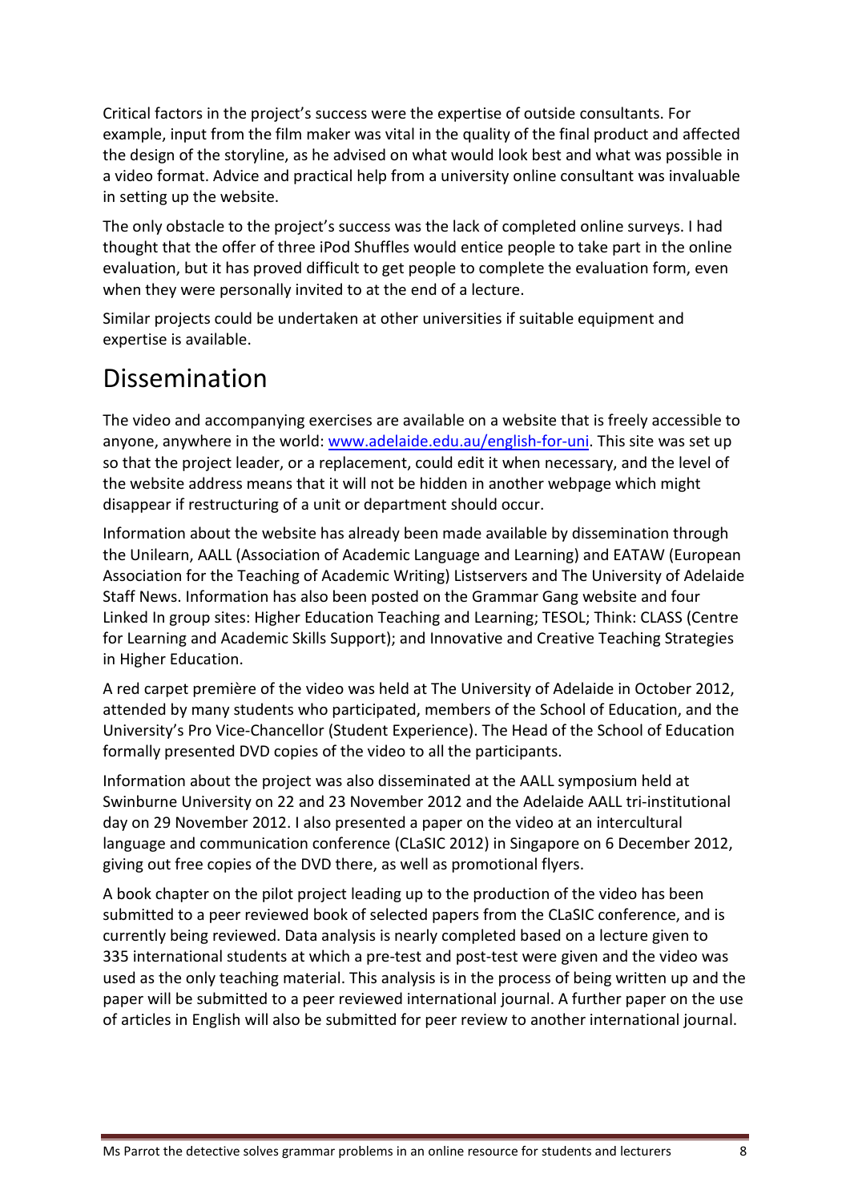Critical factors in the project's success were the expertise of outside consultants. For example, input from the film maker was vital in the quality of the final product and affected the design of the storyline, as he advised on what would look best and what was possible in a video format. Advice and practical help from a university online consultant was invaluable in setting up the website.

The only obstacle to the project's success was the lack of completed online surveys. I had thought that the offer of three iPod Shuffles would entice people to take part in the online evaluation, but it has proved difficult to get people to complete the evaluation form, even when they were personally invited to at the end of a lecture.

Similar projects could be undertaken at other universities if suitable equipment and expertise is available.

# Dissemination

The video and accompanying exercises are available on a website that is freely accessible to anyone, anywhere in the world: [www.adelaide.edu.au/english-for-uni](www.adelaide.edu.au/english-for-uni). This site was set up so that the project leader, or a replacement, could edit it when necessary, and the level of the website address means that it will not be hidden in another webpage which might disappear if restructuring of a unit or department should occur.

Information about the website has already been made available by dissemination through the Unilearn, AALL (Association of Academic Language and Learning) and EATAW (European Association for the Teaching of Academic Writing) Listservers and The University of Adelaide Staff News. Information has also been posted on the Grammar Gang website and four Linked In group sites: Higher Education Teaching and Learning; TESOL; Think: CLASS (Centre for Learning and Academic Skills Support); and Innovative and Creative Teaching Strategies in Higher Education.

A red carpet première of the video was held at The University of Adelaide in October 2012, attended by many students who participated, members of the School of Education, and the University's Pro Vice-Chancellor (Student Experience). The Head of the School of Education formally presented DVD copies of the video to all the participants.

Information about the project was also disseminated at the AALL symposium held at Swinburne University on 22 and 23 November 2012 and the Adelaide AALL tri-institutional day on 29 November 2012. I also presented a paper on the video at an intercultural language and communication conference (CLaSIC 2012) in Singapore on 6 December 2012, giving out free copies of the DVD there, as well as promotional flyers.

A book chapter on the pilot project leading up to the production of the video has been submitted to a peer reviewed book of selected papers from the CLaSIC conference, and is currently being reviewed. Data analysis is nearly completed based on a lecture given to 335 international students at which a pre-test and post-test were given and the video was used as the only teaching material. This analysis is in the process of being written up and the paper will be submitted to a peer reviewed international journal. A further paper on the use of articles in English will also be submitted for peer review to another international journal.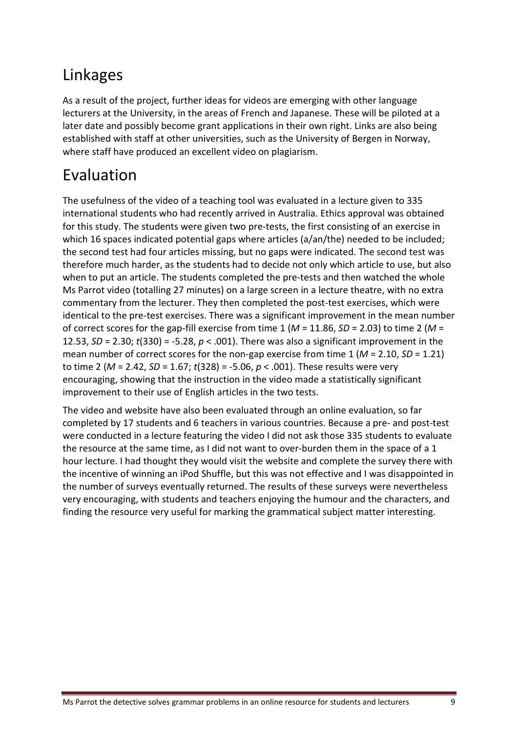## Linkages

As a result of the project, further ideas for videos are emerging with other language lecturers at the University, in the areas of French and Japanese. These will be piloted at a later date and possibly become grant applications in their own right. Links are also being established with staff at other universities, such as the University of Bergen in Norway, where staff have produced an excellent video on plagiarism.

## Evaluation

The usefulness of the video of a teaching tool was evaluated in a lecture given to 335 international students who had recently arrived in Australia. Ethics approval was obtained for this study. The students were given two pre-tests, the first consisting of an exercise in which 16 spaces indicated potential gaps where articles (a/an/the) needed to be included; the second test had four articles missing, but no gaps were indicated. The second test was therefore much harder, as the students had to decide not only which article to use, but also when to put an article. The students completed the pre-tests and then watched the whole Ms Parrot video (totalling 27 minutes) on a large screen in a lecture theatre, with no extra commentary from the lecturer. They then completed the post-test exercises, which were identical to the pre-test exercises. There was a significant improvement in the mean number of correct scores for the gap-fill exercise from time 1 ($M$ = 11.86, $SD$ = 2.03) to time 2 ($M$ = 12.53, $SD$ = 2.30; $t(330) = -5.28$, $p < .001$). There was also a significant improvement in the mean number of correct scores for the non-gap exercise from time 1 ($M$ = 2.10, $SD$ = 1.21) to time 2 ($M$ = 2.42, $SD$ = 1.67; $t(328) = -5.06$, $p < .001$). These results were very encouraging, showing that the instruction in the video made a statistically significant improvement to their use of English articles in the two tests.

The video and website have also been evaluated through an online evaluation, so far completed by 17 students and 6 teachers in various countries. Because a pre- and post-test were conducted in a lecture featuring the video I did not ask those 335 students to evaluate the resource at the same time, as I did not want to over-burden them in the space of a 1 hour lecture. I had thought they would visit the website and complete the survey there with the incentive of winning an iPod Shuffle, but this was not effective and I was disappointed in the number of surveys eventually returned. The results of these surveys were nevertheless very encouraging, with students and teachers enjoying the humour and the characters, and finding the resource very useful for marking the grammatical subject matter interesting.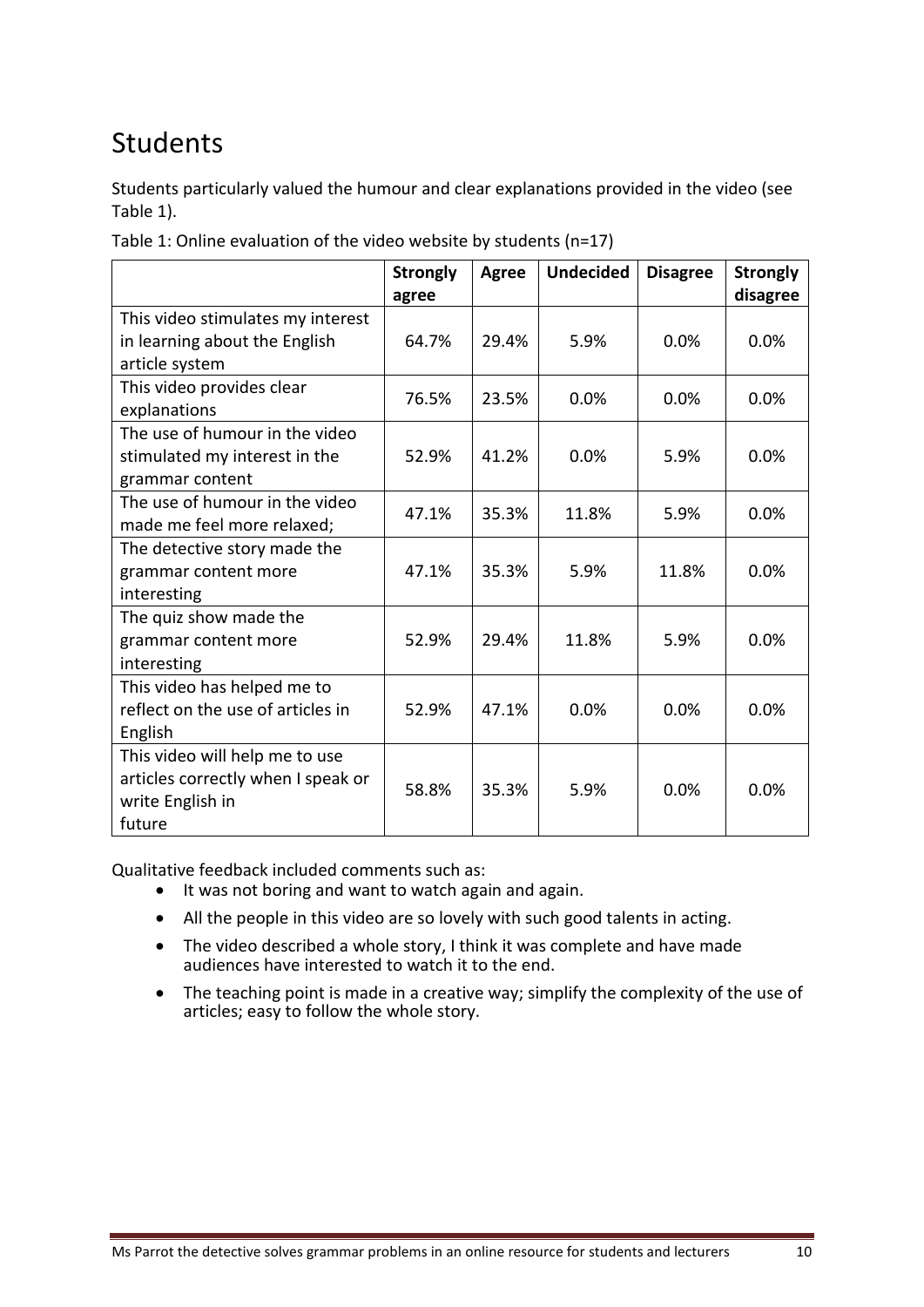## Students

Students particularly valued the humour and clear explanations provided in the video (see Table 1).

Table 1: Online evaluation of the video website by students (n=17)

| | Strongly agree | Agree | Undecided | Disagree | Strongly disagree |
|---|---|---|---|---|---|
| This video stimulates my interest in learning about the English article system | 64.7% | 29.4% | 5.9% | 0.0% | 0.0% |
| This video provides clear explanations | 76.5% | 23.5% | 0.0% | 0.0% | 0.0% |
| The use of humour in the video stimulated my interest in the grammar content | 52.9% | 41.2% | 0.0% | 5.9% | 0.0% |
| The use of humour in the video made me feel more relaxed; | 47.1% | 35.3% | 11.8% | 5.9% | 0.0% |
| The detective story made the grammar content more interesting | 47.1% | 35.3% | 5.9% | 11.8% | 0.0% |
| The quiz show made the grammar content more interesting | 52.9% | 29.4% | 11.8% | 5.9% | 0.0% |
| This video has helped me to reflect on the use of articles in English | 52.9% | 47.1% | 0.0% | 0.0% | 0.0% |
| This video will help me to use articles correctly when I speak or write English in future | 58.8% | 35.3% | 5.9% | 0.0% | 0.0% |

Qualitative feedback included comments such as:

- It was not boring and want to watch again and again.
- All the people in this video are so lovely with such good talents in acting.
- The video described a whole story, I think it was complete and have made audiences have interested to watch it to the end.
- The teaching point is made in a creative way; simplify the complexity of the use of articles; easy to follow the whole story.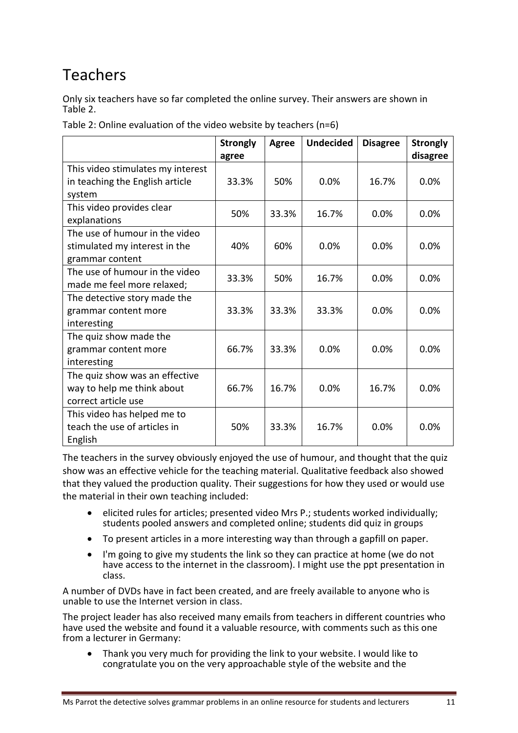# Teachers

Only six teachers have so far completed the online survey. Their answers are shown in Table 2.

Table 2: Online evaluation of the video website by teachers (n=6)

| | Strongly agree | Agree | Undecided | Disagree | Strongly disagree |
|---|---|---|---|---|---|
| This video stimulates my interest in teaching the English article system | 33.3% | 50% | 0.0% | 16.7% | 0.0% |
| This video provides clear explanations | 50% | 33.3% | 16.7% | 0.0% | 0.0% |
| The use of humour in the video stimulated my interest in the grammar content | 40% | 60% | 0.0% | 0.0% | 0.0% |
| The use of humour in the video made me feel more relaxed; | 33.3% | 50% | 16.7% | 0.0% | 0.0% |
| The detective story made the grammar content more interesting | 33.3% | 33.3% | 33.3% | 0.0% | 0.0% |
| The quiz show made the grammar content more interesting | 66.7% | 33.3% | 0.0% | 0.0% | 0.0% |
| The quiz show was an effective way to help me think about correct article use | 66.7% | 16.7% | 0.0% | 16.7% | 0.0% |
| This video has helped me to teach the use of articles in English | 50% | 33.3% | 16.7% | 0.0% | 0.0% |

The teachers in the survey obviously enjoyed the use of humour, and thought that the quiz show was an effective vehicle for the teaching material. Qualitative feedback also showed that they valued the production quality. Their suggestions for how they used or would use the material in their own teaching included:

- elicited rules for articles; presented video Mrs P.; students worked individually; students pooled answers and completed online; students did quiz in groups
- To present articles in a more interesting way than through a gapfill on paper.
- I'm going to give my students the link so they can practice at home (we do not have access to the internet in the classroom). I might use the ppt presentation in class.

A number of DVDs have in fact been created, and are freely available to anyone who is unable to use the Internet version in class.

The project leader has also received many emails from teachers in different countries who have used the website and found it a valuable resource, with comments such as this one from a lecturer in Germany:

- Thank you very much for providing the link to your website. I would like to congratulate you on the very approachable style of the website and the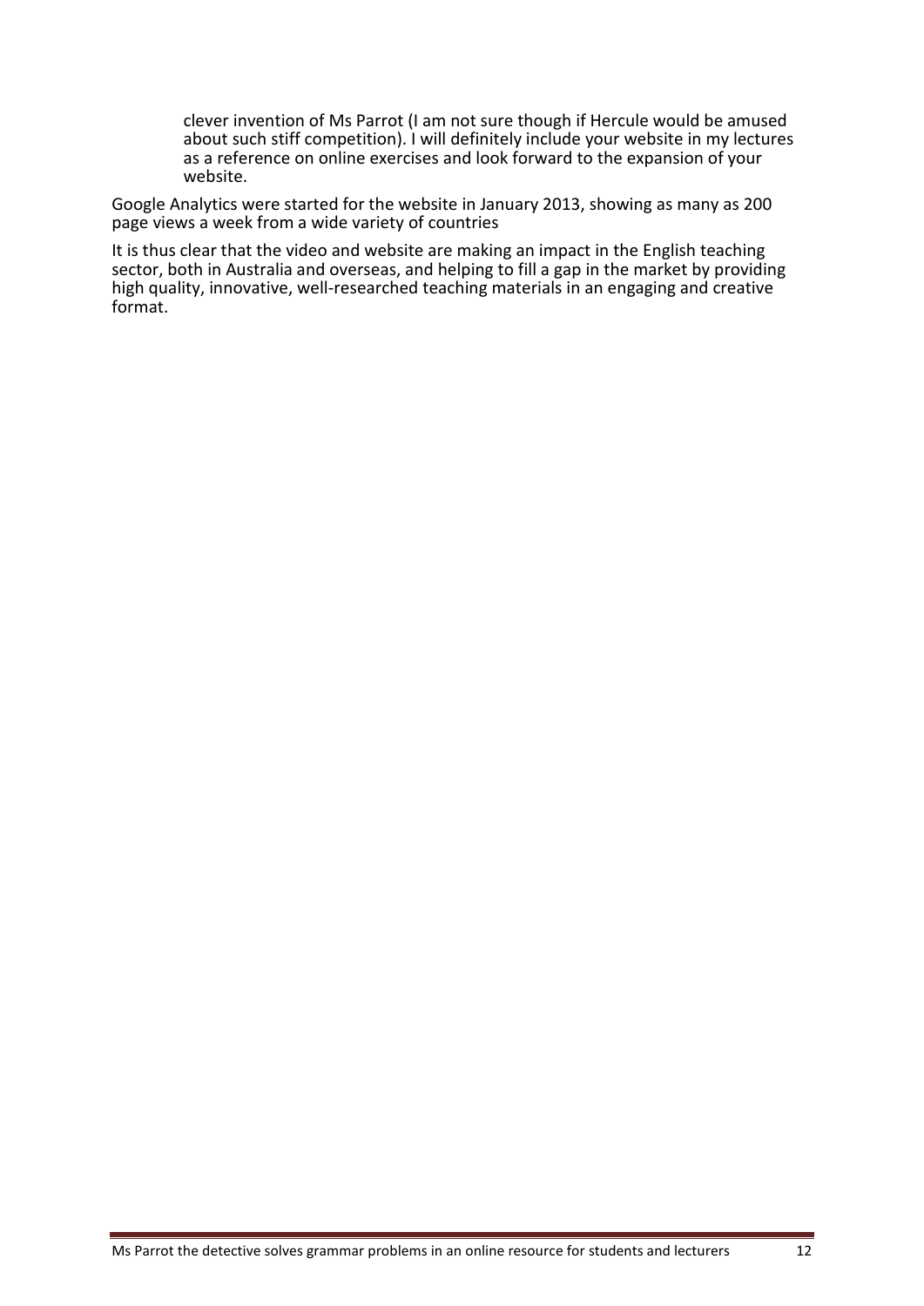> clever invention of Ms Parrot (I am not sure though if Hercule would be amused about such stiff competition). I will definitely include your website in my lectures as a reference on online exercises and look forward to the expansion of your website.

Google Analytics were started for the website in January 2013, showing as many as 200 page views a week from a wide variety of countries

It is thus clear that the video and website are making an impact in the English teaching sector, both in Australia and overseas, and helping to fill a gap in the market by providing high quality, innovative, well-researched teaching materials in an engaging and creative format.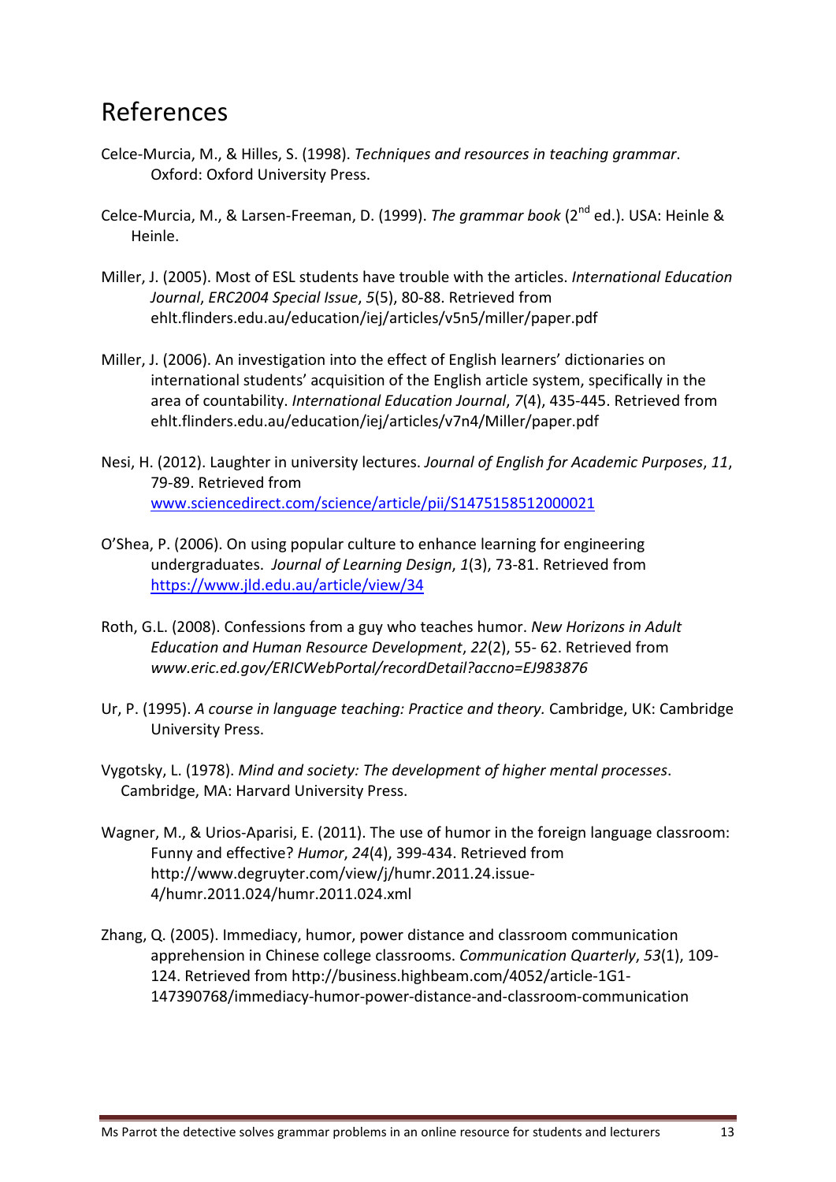# References

Celce-Murcia, M., & Hilles, S. (1998). *Techniques and resources in teaching grammar*. Oxford: Oxford University Press.

Celce-Murcia, M., & Larsen-Freeman, D. (1999). *The grammar book* (2nd ed.). USA: Heinle & Heinle.

Miller, J. (2005). Most of ESL students have trouble with the articles. *International Education Journal*, *ERC2004 Special Issue*, *5*(5), 80-88. Retrieved from ehlt.flinders.edu.au/education/iej/articles/v5n5/miller/paper.pdf

Miller, J. (2006). An investigation into the effect of English learners' dictionaries on international students' acquisition of the English article system, specifically in the area of countability. *International Education Journal*, *7*(4), 435-445. Retrieved from ehlt.flinders.edu.au/education/iej/articles/v7n4/Miller/paper.pdf

Nesi, H. (2012). Laughter in university lectures. *Journal of English for Academic Purposes*, *11*, 79-89. Retrieved from www.sciencedirect.com/science/article/pii/S1475158512000021

O'Shea, P. (2006). On using popular culture to enhance learning for engineering undergraduates. *Journal of Learning Design*, *1*(3), 73-81. Retrieved from https://www.jld.edu.au/article/view/34

Roth, G.L. (2008). Confessions from a guy who teaches humor. *New Horizons in Adult Education and Human Resource Development*, *22*(2), 55- 62. Retrieved from *www.eric.ed.gov/ERICWebPortal/recordDetail?accno=EJ983876*

Ur, P. (1995). *A course in language teaching: Practice and theory.* Cambridge, UK: Cambridge University Press.

Vygotsky, L. (1978). *Mind and society: The development of higher mental processes*. Cambridge, MA: Harvard University Press.

Wagner, M., & Urios-Aparisi, E. (2011). The use of humor in the foreign language classroom: Funny and effective? *Humor*, *24*(4), 399-434. Retrieved from http://www.degruyter.com/view/j/humr.2011.24.issue-4/humr.2011.024/humr.2011.024.xml

Zhang, Q. (2005). Immediacy, humor, power distance and classroom communication apprehension in Chinese college classrooms. *Communication Quarterly*, *53*(1), 109-124. Retrieved from http://business.highbeam.com/4052/article-1G1-147390768/immediacy-humor-power-distance-and-classroom-communication